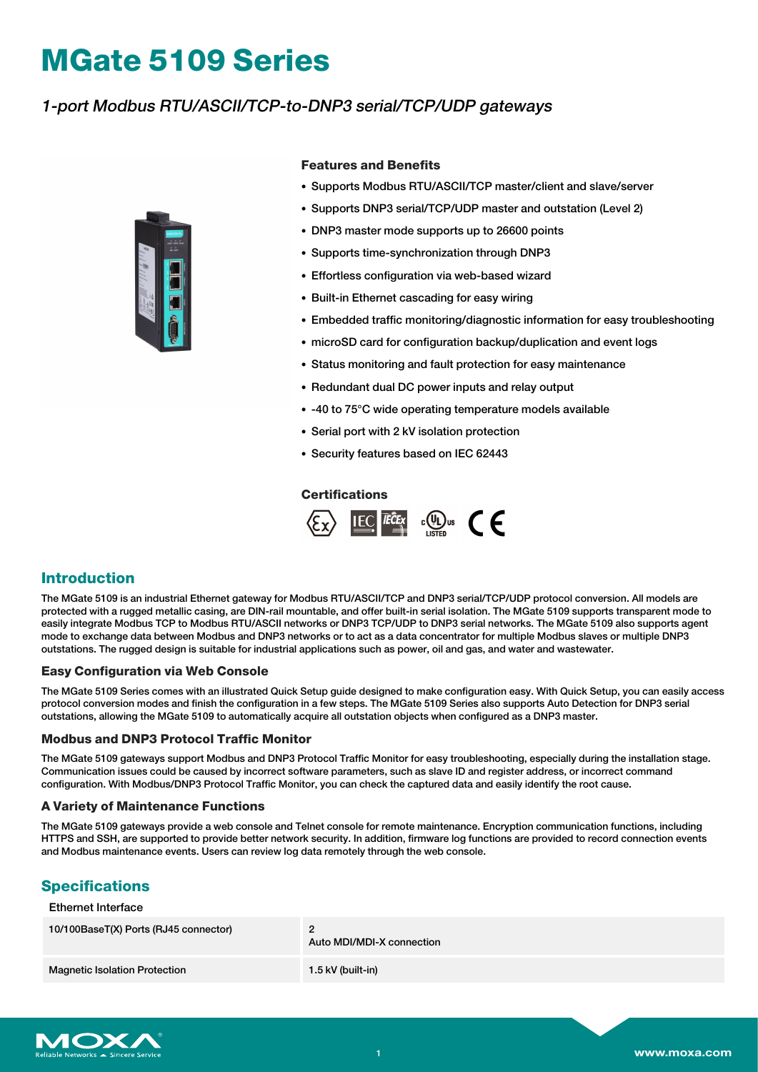# MGate 5109 Series

*1-port Modbus RTU/ASCII/TCP-to-DNP3 serial/TCP/UDP gateways*

### Features and Benefits

- Supports Modbus RTU/ASCII/TCP master/client and slave/server
- Supports DNP3 serial/TCP/UDP master and outstation (Level 2)
- DNP3 master mode supports up to 26600 points
- Supports time-synchronization through DNP3
- Effortless configuration via web-based wizard
- Built-in Ethernet cascading for easy wiring
- Embedded traffic monitoring/diagnostic information for easy troubleshooting
- microSD card for configuration backup/duplication and event logs
- Status monitoring and fault protection for easy maintenance
- Redundant dual DC power inputs and relay output
- -40 to 75°C wide operating temperature models available
- Serial port with 2 kV isolation protection
- Security features based on IEC 62443

### Certifications

## Introduction

The MGate 5109 is an industrial Ethernet gateway for Modbus RTU/ASCII/TCP and DNP3 serial/TCP/UDP protocol conversion. All models are protected with a rugged metallic casing, are DIN-rail mountable, and offer built-in serial isolation. The MGate 5109 supports transparent mode to easily integrate Modbus TCP to Modbus RTU/ASCII networks or DNP3 TCP/UDP to DNP3 serial networks. The MGate 5109 also supports agent mode to exchange data between Modbus and DNP3 networks or to act as a data concentrator for multiple Modbus slaves or multiple DNP3 outstations. The rugged design is suitable for industrial applications such as power, oil and gas, and water and wastewater.

### Easy Configuration via Web Console

The MGate 5109 Series comes with an illustrated Quick Setup guide designed to make configuration easy. With Quick Setup, you can easily access protocol conversion modes and finish the configuration in a few steps. The MGate 5109 Series also supports Auto Detection for DNP3 serial outstations, allowing the MGate 5109 to automatically acquire all outstation objects when configured as a DNP3 master.

### Modbus and DNP3 Protocol Traffic Monitor

The MGate 5109 gateways support Modbus and DNP3 Protocol Traffic Monitor for easy troubleshooting, especially during the installation stage. Communication issues could be caused by incorrect software parameters, such as slave ID and register address, or incorrect command configuration. With Modbus/DNP3 Protocol Traffic Monitor, you can check the captured data and easily identify the root cause.

### A Variety of Maintenance Functions

The MGate 5109 gateways provide a web console and Telnet console for remote maintenance. Encryption communication functions, including HTTPS and SSH, are supported to provide better network security. In addition, firmware log functions are provided to record connection events and Modbus maintenance events. Users can review log data remotely through the web console.

## Specifications

Ethernet Interface

| | |
|---|---|
| 10/100BaseT(X) Ports (RJ45 connector) | 2<br>Auto MDI/MDI-X connection |
| Magnetic Isolation Protection | 1.5 kV (built-in) |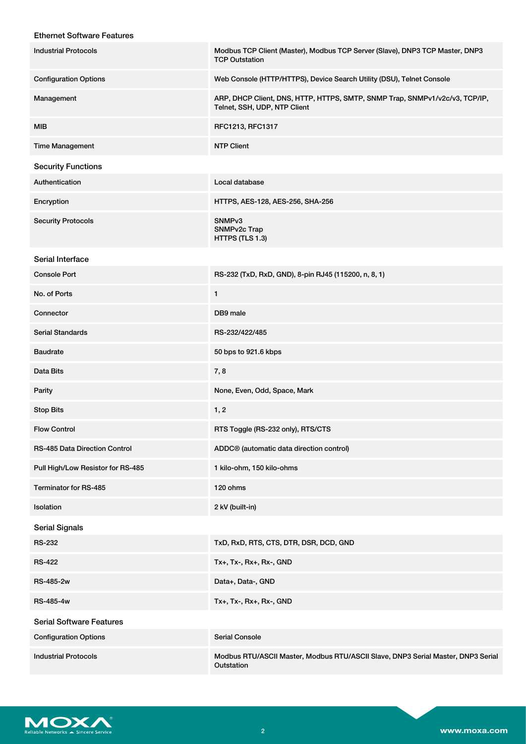### Ethernet Software Features

| | |
|---|---|
| Industrial Protocols | Modbus TCP Client (Master), Modbus TCP Server (Slave), DNP3 TCP Master, DNP3 TCP Outstation |
| Configuration Options | Web Console (HTTP/HTTPS), Device Search Utility (DSU), Telnet Console |
| Management | ARP, DHCP Client, DNS, HTTP, HTTPS, SMTP, SNMP Trap, SNMPv1/v2c/v3, TCP/IP, Telnet, SSH, UDP, NTP Client |
| MIB | RFC1213, RFC1317 |
| Time Management | NTP Client |

### Security Functions

| | |
|---|---|
| Authentication | Local database |
| Encryption | HTTPS, AES-128, AES-256, SHA-256 |
| Security Protocols | SNMPv3<br>SNMPv2c Trap<br>HTTPS (TLS 1.3) |

### Serial Interface

| | |
|---|---|
| Console Port | RS-232 (TxD, RxD, GND), 8-pin RJ45 (115200, n, 8, 1) |
| No. of Ports | 1 |
| Connector | DB9 male |
| Serial Standards | RS-232/422/485 |
| Baudrate | 50 bps to 921.6 kbps |
| Data Bits | 7, 8 |
| Parity | None, Even, Odd, Space, Mark |
| Stop Bits | 1, 2 |
| Flow Control | RTS Toggle (RS-232 only), RTS/CTS |
| RS-485 Data Direction Control | ADDC® (automatic data direction control) |
| Pull High/Low Resistor for RS-485 | 1 kilo-ohm, 150 kilo-ohms |
| Terminator for RS-485 | 120 ohms |
| Isolation | 2 kV (built-in) |

### Serial Signals

| | |
|---|---|
| RS-232 | TxD, RxD, RTS, CTS, DTR, DSR, DCD, GND |
| RS-422 | Tx+, Tx-, Rx+, Rx-, GND |
| RS-485-2w | Data+, Data-, GND |
| RS-485-4w | Tx+, Tx-, Rx+, Rx-, GND |

### Serial Software Features

| | |
|---|---|
| Configuration Options | Serial Console |
| Industrial Protocols | Modbus RTU/ASCII Master, Modbus RTU/ASCII Slave, DNP3 Serial Master, DNP3 Serial Outstation |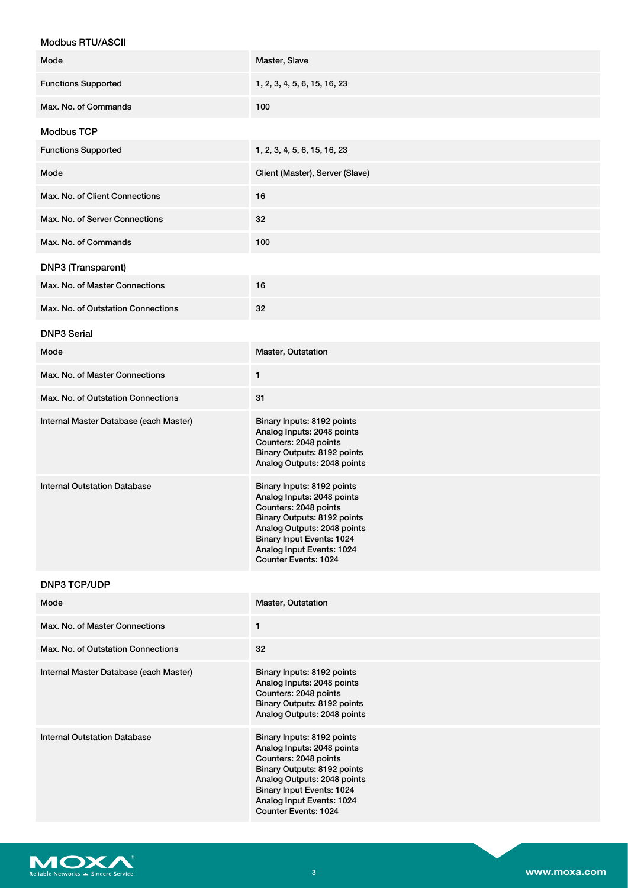### Modbus RTU/ASCII

| | |
|---|---|
| Mode | Master, Slave |
| Functions Supported | 1, 2, 3, 4, 5, 6, 15, 16, 23 |
| Max. No. of Commands | 100 |

### Modbus TCP

| | |
|---|---|
| Functions Supported | 1, 2, 3, 4, 5, 6, 15, 16, 23 |
| Mode | Client (Master), Server (Slave) |
| Max. No. of Client Connections | 16 |
| Max. No. of Server Connections | 32 |
| Max. No. of Commands | 100 |

### DNP3 (Transparent)

| | |
|---|---|
| Max. No. of Master Connections | 16 |
| Max. No. of Outstation Connections | 32 |

### DNP3 Serial

| | |
|---|---|
| Mode | Master, Outstation |
| Max. No. of Master Connections | 1 |
| Max. No. of Outstation Connections | 31 |
| Internal Master Database (each Master) | Binary Inputs: 8192 points<br>Analog Inputs: 2048 points<br>Counters: 2048 points<br>Binary Outputs: 8192 points<br>Analog Outputs: 2048 points |
| Internal Outstation Database | Binary Inputs: 8192 points<br>Analog Inputs: 2048 points<br>Counters: 2048 points<br>Binary Outputs: 8192 points<br>Analog Outputs: 2048 points<br>Binary Input Events: 1024<br>Analog Input Events: 1024<br>Counter Events: 1024 |

### DNP3 TCP/UDP

| | |
|---|---|
| Mode | Master, Outstation |
| Max. No. of Master Connections | 1 |
| Max. No. of Outstation Connections | 32 |
| Internal Master Database (each Master) | Binary Inputs: 8192 points<br>Analog Inputs: 2048 points<br>Counters: 2048 points<br>Binary Outputs: 8192 points<br>Analog Outputs: 2048 points |
| Internal Outstation Database | Binary Inputs: 8192 points<br>Analog Inputs: 2048 points<br>Counters: 2048 points<br>Binary Outputs: 8192 points<br>Analog Outputs: 2048 points<br>Binary Input Events: 1024<br>Analog Input Events: 1024<br>Counter Events: 1024 |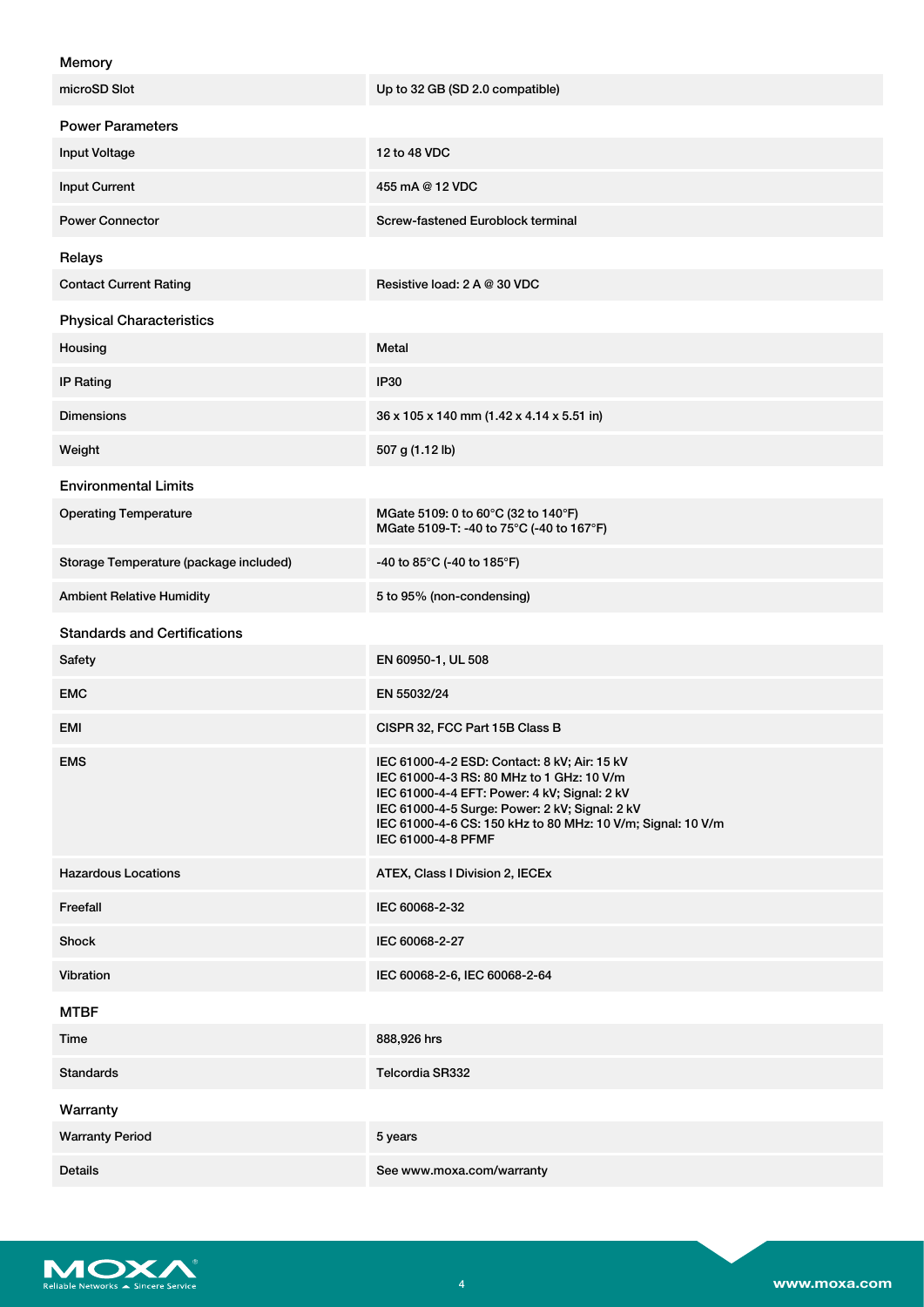### Memory

| | |
|---|---|
| microSD Slot | Up to 32 GB (SD 2.0 compatible) |

### Power Parameters

| | |
|---|---|
| Input Voltage | 12 to 48 VDC |
| Input Current | 455 mA @ 12 VDC |
| Power Connector | Screw-fastened Euroblock terminal |

### Relays

| | |
|---|---|
| Contact Current Rating | Resistive load: 2 A @ 30 VDC |

### Physical Characteristics

| | |
|---|---|
| Housing | Metal |
| IP Rating | IP30 |
| Dimensions | 36 x 105 x 140 mm (1.42 x 4.14 x 5.51 in) |
| Weight | 507 g (1.12 lb) |

### Environmental Limits

| | |
|---|---|
| Operating Temperature | MGate 5109: 0 to 60°C (32 to 140°F)<br>MGate 5109-T: -40 to 75°C (-40 to 167°F) |
| Storage Temperature (package included) | -40 to 85°C (-40 to 185°F) |
| Ambient Relative Humidity | 5 to 95% (non-condensing) |

### Standards and Certifications

| | |
|---|---|
| Safety | EN 60950-1, UL 508 |
| EMC | EN 55032/24 |
| EMI | CISPR 32, FCC Part 15B Class B |
| EMS | IEC 61000-4-2 ESD: Contact: 8 kV; Air: 15 kV<br>IEC 61000-4-3 RS: 80 MHz to 1 GHz: 10 V/m<br>IEC 61000-4-4 EFT: Power: 4 kV; Signal: 2 kV<br>IEC 61000-4-5 Surge: Power: 2 kV; Signal: 2 kV<br>IEC 61000-4-6 CS: 150 kHz to 80 MHz: 10 V/m; Signal: 10 V/m<br>IEC 61000-4-8 PFMF |
| Hazardous Locations | ATEX, Class I Division 2, IECEx |
| Freefall | IEC 60068-2-32 |
| Shock | IEC 60068-2-27 |
| Vibration | IEC 60068-2-6, IEC 60068-2-64 |

### MTBF

| | |
|---|---|
| Time | 888,926 hrs |
| Standards | Telcordia SR332 |

### Warranty

| | |
|---|---|
| Warranty Period | 5 years |
| Details | See www.moxa.com/warranty |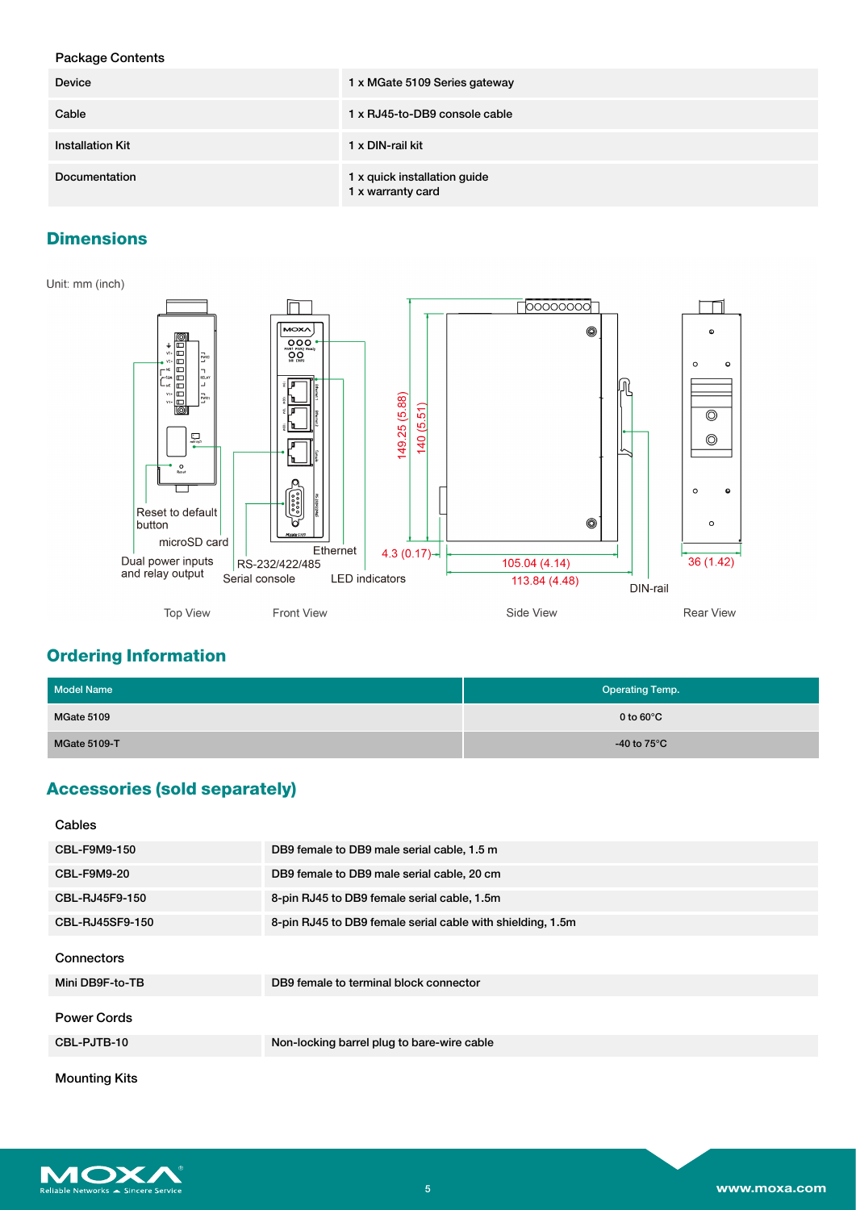Package Contents

| | |
|---|---|
| Device | 1 x MGate 5109 Series gateway |
| Cable | 1 x RJ45-to-DB9 console cable |
| Installation Kit | 1 x DIN-rail kit |
| Documentation | 1 x quick installation guide<br>1 x warranty card |

## Dimensions

Unit: mm (inch)

Reset to default button

microSD card

Dual power inputs and relay output

RS-232/422/485

Serial console

Ethernet

LED indicators

149.25 (5.88)

140 (5.51)

4.3 (0.17)

105.04 (4.14)

113.84 (4.48)

DIN-rail

36 (1.42)

Top View

Front View

Side View

Rear View

## Ordering Information

| Model Name | Operating Temp. |
|---|---|
| MGate 5109 | 0 to 60°C |
| MGate 5109-T | -40 to 75°C |

## Accessories (sold separately)

Cables

| | |
|---|---|
| CBL-F9M9-150 | DB9 female to DB9 male serial cable, 1.5 m |
| CBL-F9M9-20 | DB9 female to DB9 male serial cable, 20 cm |
| CBL-RJ45F9-150 | 8-pin RJ45 to DB9 female serial cable, 1.5m |
| CBL-RJ45SF9-150 | 8-pin RJ45 to DB9 female serial cable with shielding, 1.5m |

Connectors

| | |
|---|---|
| Mini DB9F-to-TB | DB9 female to terminal block connector |

Power Cords

| | |
|---|---|
| CBL-PJTB-10 | Non-locking barrel plug to bare-wire cable |

Mounting Kits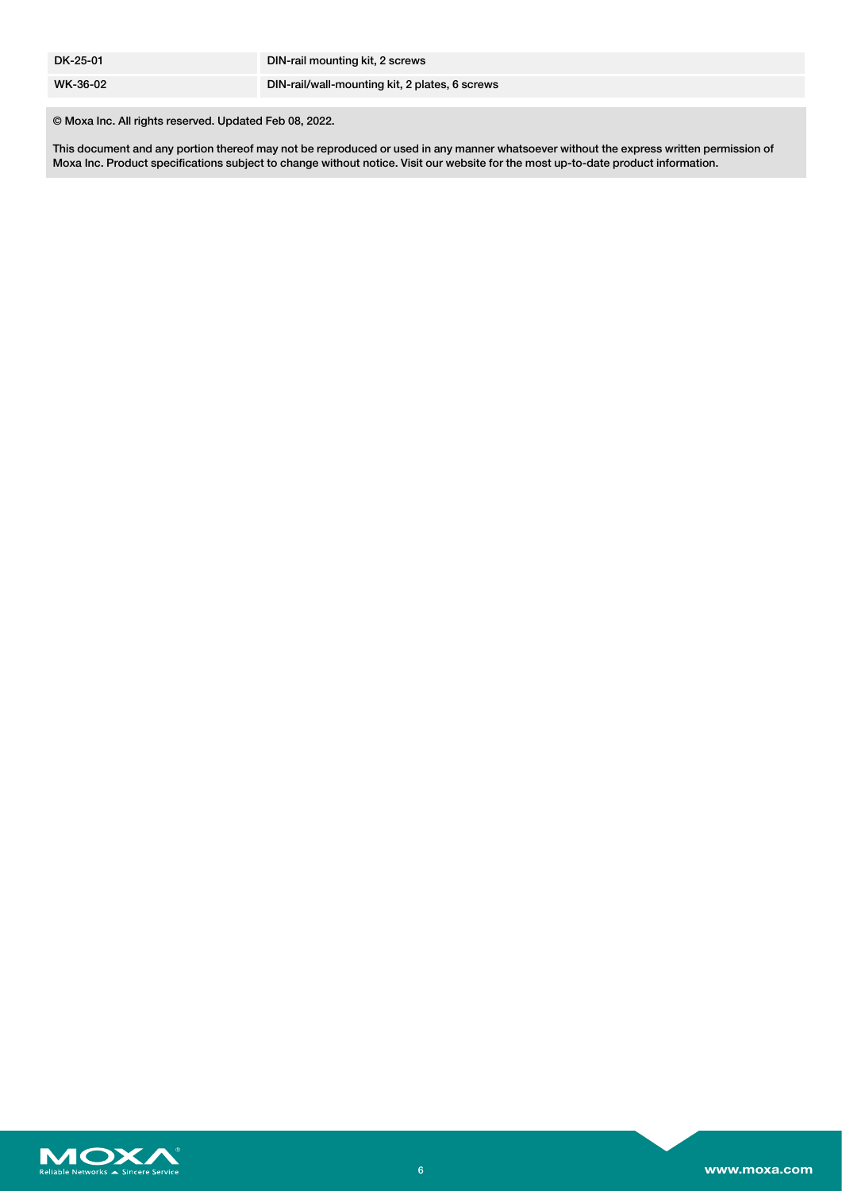| | |
|---|---|
| DK-25-01 | DIN-rail mounting kit, 2 screws |
| WK-36-02 | DIN-rail/wall-mounting kit, 2 plates, 6 screws |

© Moxa Inc. All rights reserved. Updated Feb 08, 2022.

This document and any portion thereof may not be reproduced or used in any manner whatsoever without the express written permission of Moxa Inc. Product specifications subject to change without notice. Visit our website for the most up-to-date product information.